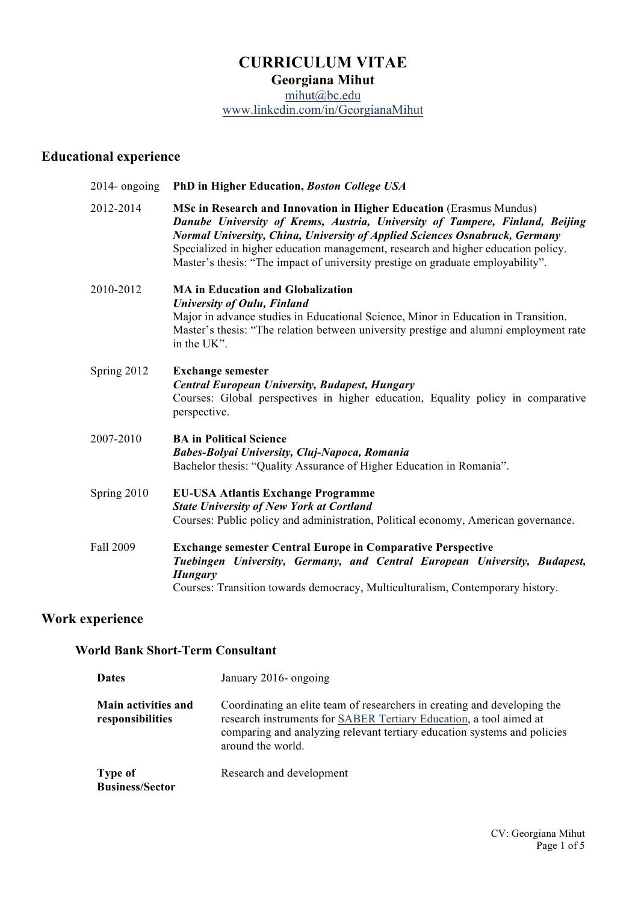# CURRICULUM VITAE

**Georgiana Mihut**

mihut@bc.edu

www.linkedin.com/in/GeorgianaMihut

## Educational experience

**2014- ongoing** — **PhD in Higher Education, *Boston College USA***

**2012-2014** — **MSc in Research and Innovation in Higher Education** (Erasmus Mundus)
***Danube University of Krems, Austria, University of Tampere, Finland, Beijing Normal University, China, University of Applied Sciences Osnabruck, Germany***
Specialized in higher education management, research and higher education policy.
Master's thesis: "The impact of university prestige on graduate employability".

**2010-2012** — **MA in Education and Globalization**
***University of Oulu, Finland***
Major in advance studies in Educational Science, Minor in Education in Transition.
Master's thesis: "The relation between university prestige and alumni employment rate in the UK".

**Spring 2012** — **Exchange semester**
***Central European University, Budapest, Hungary***
Courses: Global perspectives in higher education, Equality policy in comparative perspective.

**2007-2010** — **BA in Political Science**
***Babes-Bolyai University, Cluj-Napoca, Romania***
Bachelor thesis: "Quality Assurance of Higher Education in Romania".

**Spring 2010** — **EU-USA Atlantis Exchange Programme**
***State University of New York at Cortland***
Courses: Public policy and administration, Political economy, American governance.

**Fall 2009** — **Exchange semester Central Europe in Comparative Perspective**
***Tuebingen University, Germany, and Central European University, Budapest, Hungary***
Courses: Transition towards democracy, Multiculturalism, Contemporary history.

## Work experience

### World Bank Short-Term Consultant

| | |
|---|---|
| **Dates** | January 2016- ongoing |
| **Main activities and responsibilities** | Coordinating an elite team of researchers in creating and developing the research instruments for SABER Tertiary Education, a tool aimed at comparing and analyzing relevant tertiary education systems and policies around the world. |
| **Type of Business/Sector** | Research and development |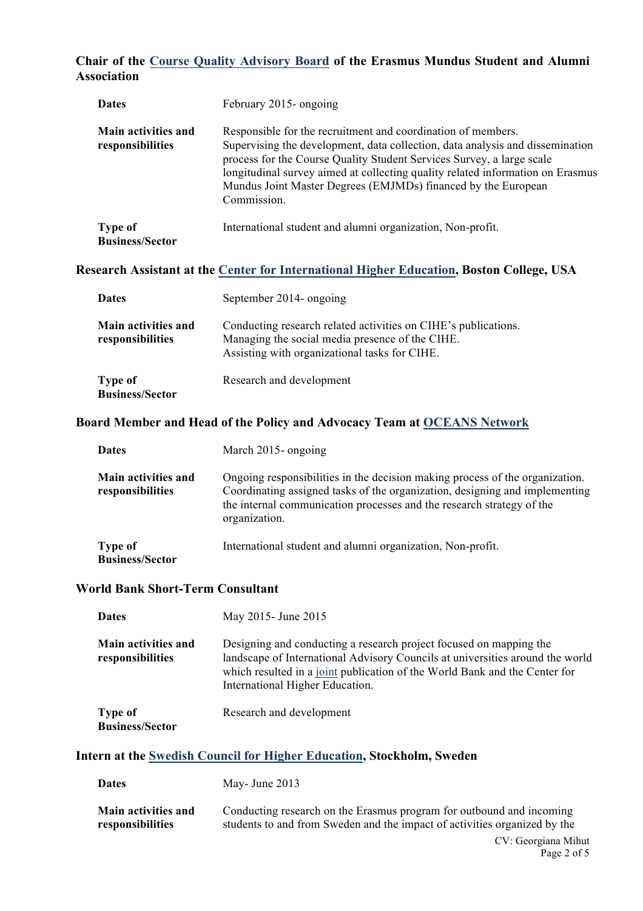### Chair of the Course Quality Advisory Board of the Erasmus Mundus Student and Alumni Association

| | |
|---|---|
| **Dates** | February 2015- ongoing |
| **Main activities and responsibilities** | Responsible for the recruitment and coordination of members. Supervising the development, data collection, data analysis and dissemination process for the Course Quality Student Services Survey, a large scale longitudinal survey aimed at collecting quality related information on Erasmus Mundus Joint Master Degrees (EMJMDs) financed by the European Commission. |
| **Type of Business/Sector** | International student and alumni organization, Non-profit. |

### Research Assistant at the Center for International Higher Education, Boston College, USA

| | |
|---|---|
| **Dates** | September 2014- ongoing |
| **Main activities and responsibilities** | Conducting research related activities on CIHE's publications. Managing the social media presence of the CIHE. Assisting with organizational tasks for CIHE. |
| **Type of Business/Sector** | Research and development |

### Board Member and Head of the Policy and Advocacy Team at OCEANS Network

| | |
|---|---|
| **Dates** | March 2015- ongoing |
| **Main activities and responsibilities** | Ongoing responsibilities in the decision making process of the organization. Coordinating assigned tasks of the organization, designing and implementing the internal communication processes and the research strategy of the organization. |
| **Type of Business/Sector** | International student and alumni organization, Non-profit. |

### World Bank Short-Term Consultant

| | |
|---|---|
| **Dates** | May 2015- June 2015 |
| **Main activities and responsibilities** | Designing and conducting a research project focused on mapping the landscape of International Advisory Councils at universities around the world which resulted in a joint publication of the World Bank and the Center for International Higher Education. |
| **Type of Business/Sector** | Research and development |

### Intern at the Swedish Council for Higher Education, Stockholm, Sweden

| | |
|---|---|
| **Dates** | May- June 2013 |
| **Main activities and responsibilities** | Conducting research on the Erasmus program for outbound and incoming students to and from Sweden and the impact of activities organized by the |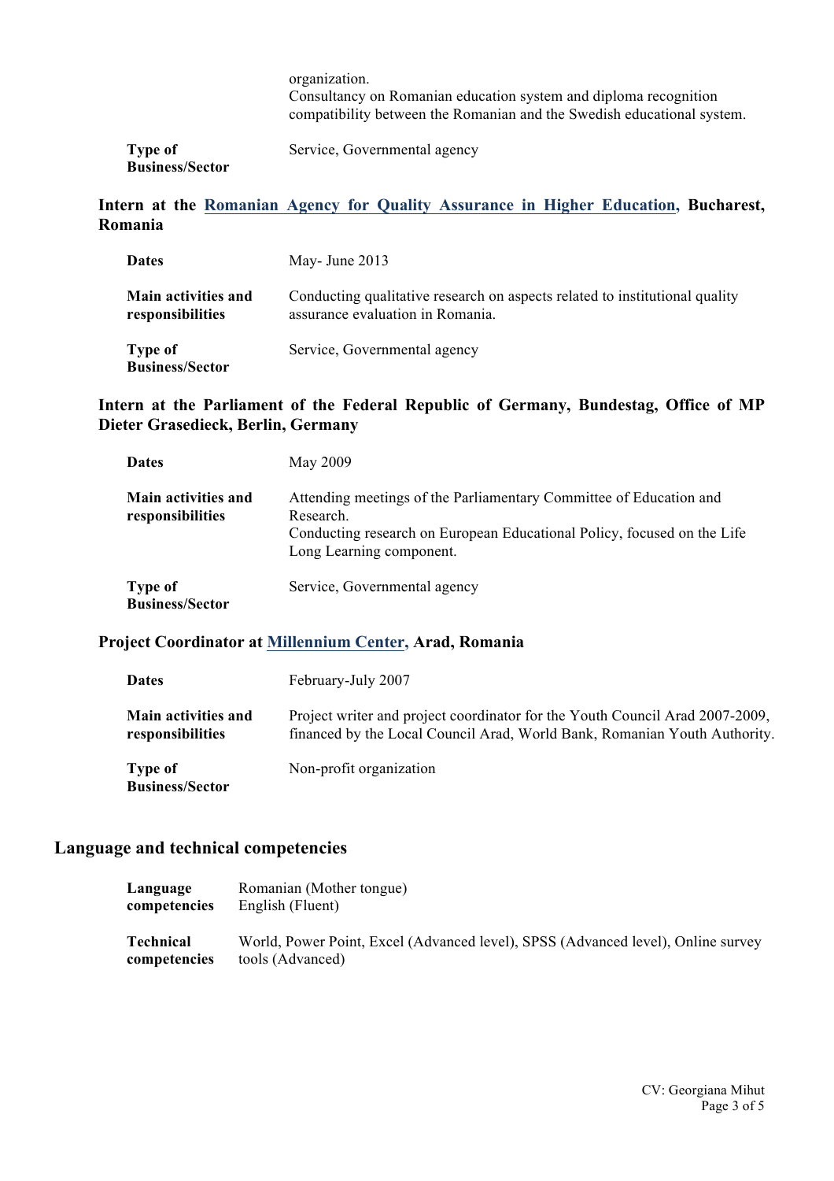| | |
|---|---|
| | organization. Consultancy on Romanian education system and diploma recognition compatibility between the Romanian and the Swedish educational system. |
| **Type of Business/Sector** | Service, Governmental agency |

### Intern at the Romanian Agency for Quality Assurance in Higher Education, Bucharest, Romania

| | |
|---|---|
| **Dates** | May- June 2013 |
| **Main activities and responsibilities** | Conducting qualitative research on aspects related to institutional quality assurance evaluation in Romania. |
| **Type of Business/Sector** | Service, Governmental agency |

### Intern at the Parliament of the Federal Republic of Germany, Bundestag, Office of MP Dieter Grasedieck, Berlin, Germany

| | |
|---|---|
| **Dates** | May 2009 |
| **Main activities and responsibilities** | Attending meetings of the Parliamentary Committee of Education and Research. Conducting research on European Educational Policy, focused on the Life Long Learning component. |
| **Type of Business/Sector** | Service, Governmental agency |

### Project Coordinator at Millennium Center, Arad, Romania

| | |
|---|---|
| **Dates** | February-July 2007 |
| **Main activities and responsibilities** | Project writer and project coordinator for the Youth Council Arad 2007-2009, financed by the Local Council Arad, World Bank, Romanian Youth Authority. |
| **Type of Business/Sector** | Non-profit organization |

## Language and technical competencies

| | |
|---|---|
| **Language competencies** | Romanian (Mother tongue)<br>English (Fluent) |
| **Technical competencies** | World, Power Point, Excel (Advanced level), SPSS (Advanced level), Online survey tools (Advanced) |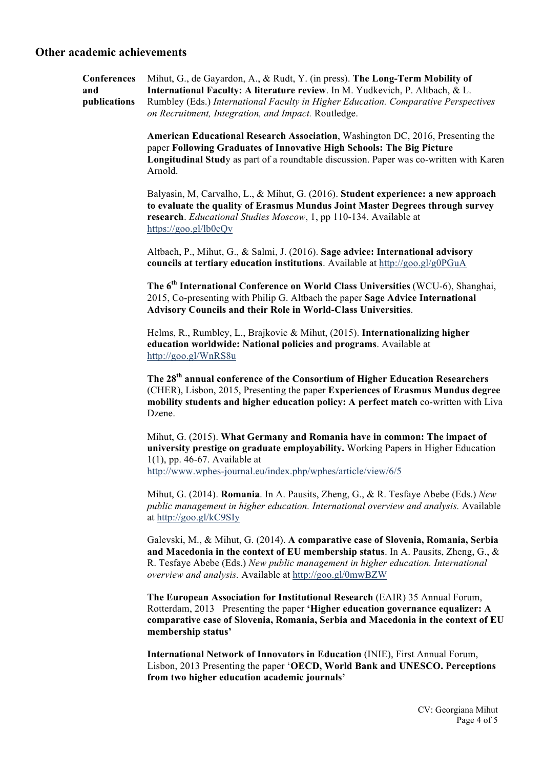## Other academic achievements

**Conferences and publications**

Mihut, G., de Gayardon, A., & Rudt, Y. (in press). **The Long-Term Mobility of International Faculty: A literature review**. In M. Yudkevich, P. Altbach, & L. Rumbley (Eds.) *International Faculty in Higher Education. Comparative Perspectives on Recruitment, Integration, and Impact.* Routledge.

**American Educational Research Association**, Washington DC, 2016, Presenting the paper **Following Graduates of Innovative High Schools: The Big Picture Longitudinal Stud**y as part of a roundtable discussion. Paper was co-written with Karen Arnold.

Balyasin, M, Carvalho, L., & Mihut, G. (2016). **Student experience: a new approach to evaluate the quality of Erasmus Mundus Joint Master Degrees through survey research**. *Educational Studies Moscow*, 1, pp 110-134. Available at https://goo.gl/lb0cQv

Altbach, P., Mihut, G., & Salmi, J. (2016). **Sage advice: International advisory councils at tertiary education institutions**. Available at http://goo.gl/g0PGuA

**The 6th International Conference on World Class Universities** (WCU-6), Shanghai, 2015, Co-presenting with Philip G. Altbach the paper **Sage Advice International Advisory Councils and their Role in World-Class Universities**.

Helms, R., Rumbley, L., Brajkovic & Mihut, (2015). **Internationalizing higher education worldwide: National policies and programs**. Available at http://goo.gl/WnRS8u

**The 28th annual conference of the Consortium of Higher Education Researchers** (CHER), Lisbon, 2015, Presenting the paper **Experiences of Erasmus Mundus degree mobility students and higher education policy: A perfect match** co-written with Liva Dzene.

Mihut, G. (2015). **What Germany and Romania have in common: The impact of university prestige on graduate employability.** Working Papers in Higher Education 1(1), pp. 46-67. Available at http://www.wphes-journal.eu/index.php/wphes/article/view/6/5

Mihut, G. (2014). **Romania**. In A. Pausits, Zheng, G., & R. Tesfaye Abebe (Eds.) *New public management in higher education. International overview and analysis.* Available at http://goo.gl/kC9SIy

Galevski, M., & Mihut, G. (2014). **A comparative case of Slovenia, Romania, Serbia and Macedonia in the context of EU membership status**. In A. Pausits, Zheng, G., & R. Tesfaye Abebe (Eds.) *New public management in higher education. International overview and analysis.* Available at http://goo.gl/0mwBZW

**The European Association for Institutional Research** (EAIR) 35 Annual Forum, Rotterdam, 2013 Presenting the paper **'Higher education governance equalizer: A comparative case of Slovenia, Romania, Serbia and Macedonia in the context of EU membership status'**

**International Network of Innovators in Education** (INIE), First Annual Forum, Lisbon, 2013 Presenting the paper '**OECD, World Bank and UNESCO. Perceptions from two higher education academic journals'**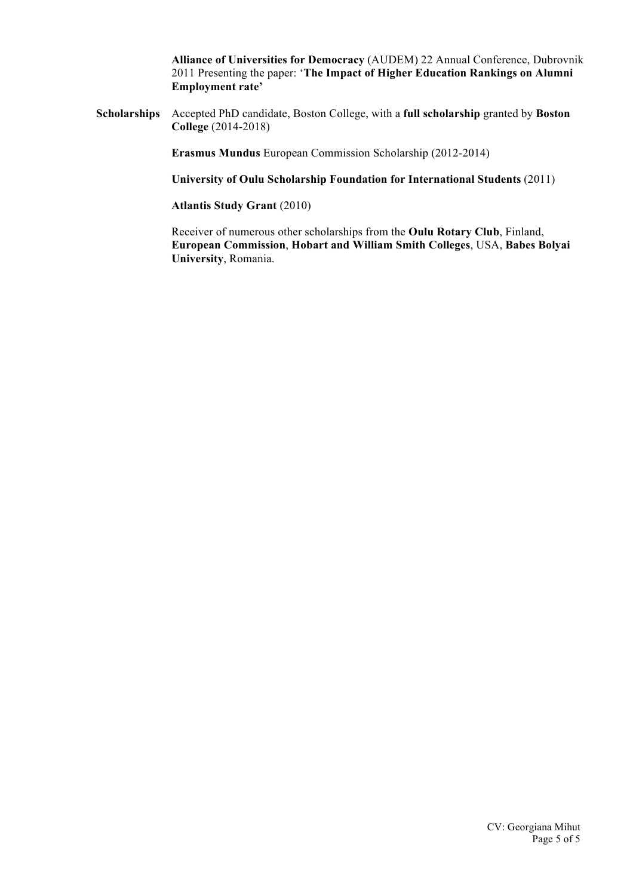**Alliance of Universities for Democracy** (AUDEM) 22 Annual Conference, Dubrovnik 2011 Presenting the paper: '**The Impact of Higher Education Rankings on Alumni Employment rate'**

**Scholarships**

Accepted PhD candidate, Boston College, with a **full scholarship** granted by **Boston College** (2014-2018)

**Erasmus Mundus** European Commission Scholarship (2012-2014)

**University of Oulu Scholarship Foundation for International Students** (2011)

**Atlantis Study Grant** (2010)

Receiver of numerous other scholarships from the **Oulu Rotary Club**, Finland, **European Commission**, **Hobart and William Smith Colleges**, USA, **Babes Bolyai University**, Romania.